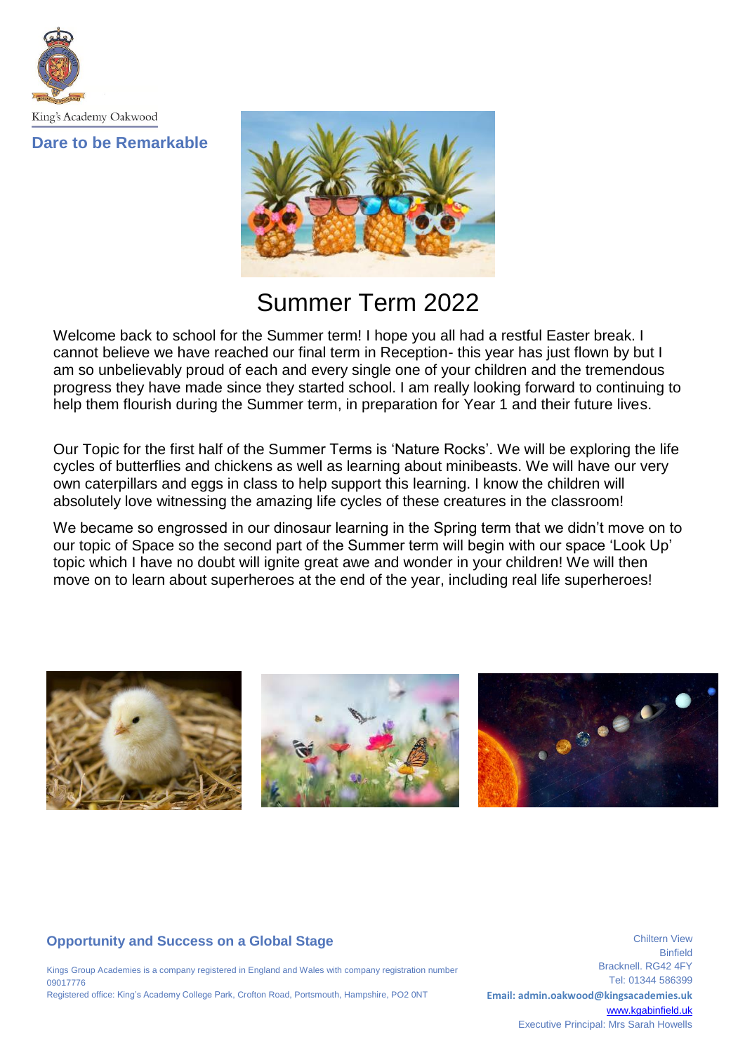King's Academy Oakwood

**Dare to be Remarkable**

# Summer Term 2022

Welcome back to school for the Summer term! I hope you all had a restful Easter break. I cannot believe we have reached our final term in Reception- this year has just flown by but I am so unbelievably proud of each and every single one of your children and the tremendous progress they have made since they started school. I am really looking forward to continuing to help them flourish during the Summer term, in preparation for Year 1 and their future lives.

Our Topic for the first half of the Summer Terms is 'Nature Rocks'. We will be exploring the life cycles of butterflies and chickens as well as learning about minibeasts. We will have our very own caterpillars and eggs in class to help support this learning. I know the children will absolutely love witnessing the amazing life cycles of these creatures in the classroom!

We became so engrossed in our dinosaur learning in the Spring term that we didn't move on to our topic of Space so the second part of the Summer term will begin with our space 'Look Up' topic which I have no doubt will ignite great awe and wonder in your children! We will then move on to learn about superheroes at the end of the year, including real life superheroes!

**Opportunity and Success on a Global Stage**

Kings Group Academies is a company registered in England and Wales with company registration number 09017776
Registered office: King's Academy College Park, Crofton Road, Portsmouth, Hampshire, PO2 0NT

Chiltern View
Binfield
Bracknell. RG42 4FY
Tel: 01344 586399
**Email: admin.oakwood@kingsacademies.uk**
www.kgabinfield.uk
Executive Principal: Mrs Sarah Howells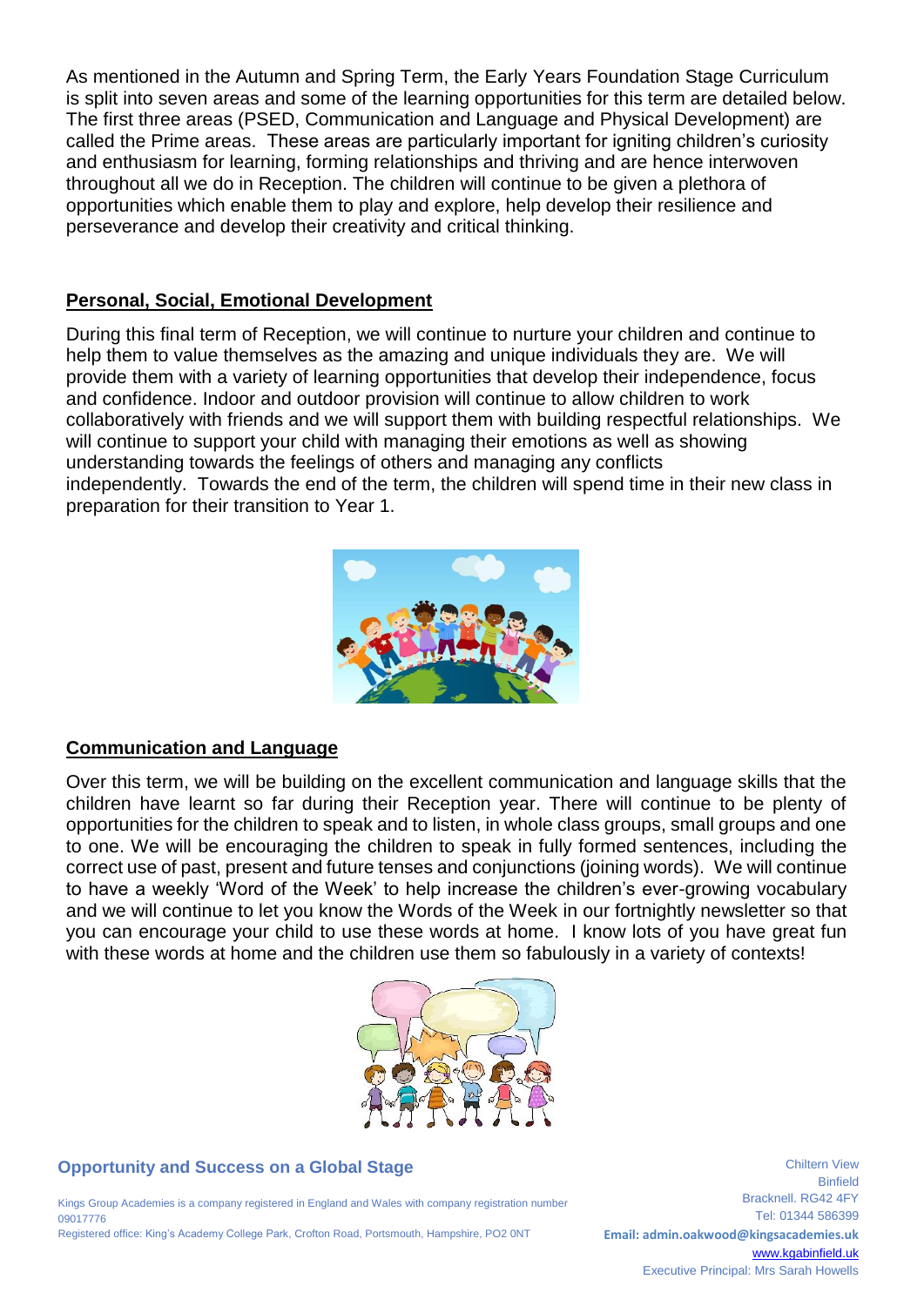As mentioned in the Autumn and Spring Term, the Early Years Foundation Stage Curriculum is split into seven areas and some of the learning opportunities for this term are detailed below. The first three areas (PSED, Communication and Language and Physical Development) are called the Prime areas. These areas are particularly important for igniting children's curiosity and enthusiasm for learning, forming relationships and thriving and are hence interwoven throughout all we do in Reception. The children will continue to be given a plethora of opportunities which enable them to play and explore, help develop their resilience and perseverance and develop their creativity and critical thinking.

## Personal, Social, Emotional Development

During this final term of Reception, we will continue to nurture your children and continue to help them to value themselves as the amazing and unique individuals they are. We will provide them with a variety of learning opportunities that develop their independence, focus and confidence. Indoor and outdoor provision will continue to allow children to work collaboratively with friends and we will support them with building respectful relationships. We will continue to support your child with managing their emotions as well as showing understanding towards the feelings of others and managing any conflicts independently. Towards the end of the term, the children will spend time in their new class in preparation for their transition to Year 1.

## Communication and Language

Over this term, we will be building on the excellent communication and language skills that the children have learnt so far during their Reception year. There will continue to be plenty of opportunities for the children to speak and to listen, in whole class groups, small groups and one to one. We will be encouraging the children to speak in fully formed sentences, including the correct use of past, present and future tenses and conjunctions (joining words). We will continue to have a weekly 'Word of the Week' to help increase the children's ever-growing vocabulary and we will continue to let you know the Words of the Week in our fortnightly newsletter so that you can encourage your child to use these words at home. I know lots of you have great fun with these words at home and the children use them so fabulously in a variety of contexts!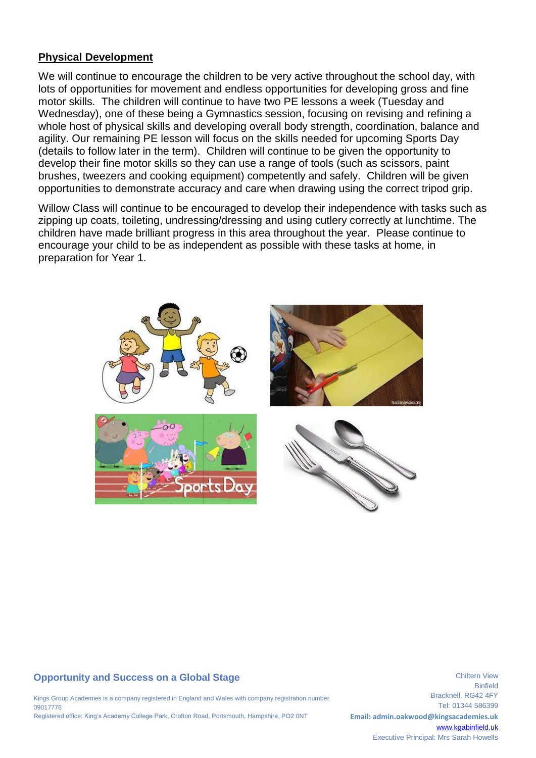## Physical Development

We will continue to encourage the children to be very active throughout the school day, with lots of opportunities for movement and endless opportunities for developing gross and fine motor skills. The children will continue to have two PE lessons a week (Tuesday and Wednesday), one of these being a Gymnastics session, focusing on revising and refining a whole host of physical skills and developing overall body strength, coordination, balance and agility. Our remaining PE lesson will focus on the skills needed for upcoming Sports Day (details to follow later in the term). Children will continue to be given the opportunity to develop their fine motor skills so they can use a range of tools (such as scissors, paint brushes, tweezers and cooking equipment) competently and safely. Children will be given opportunities to demonstrate accuracy and care when drawing using the correct tripod grip.

Willow Class will continue to be encouraged to develop their independence with tasks such as zipping up coats, toileting, undressing/dressing and using cutlery correctly at lunchtime. The children have made brilliant progress in this area throughout the year. Please continue to encourage your child to be as independent as possible with these tasks at home, in preparation for Year 1.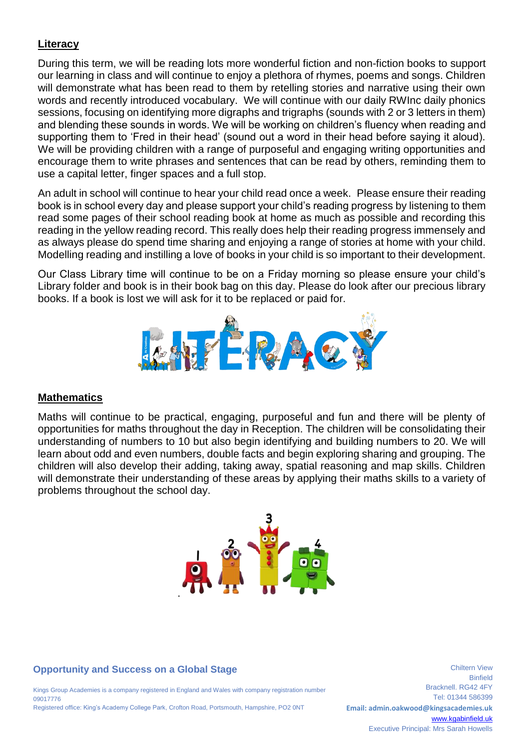## Literacy

During this term, we will be reading lots more wonderful fiction and non-fiction books to support our learning in class and will continue to enjoy a plethora of rhymes, poems and songs. Children will demonstrate what has been read to them by retelling stories and narrative using their own words and recently introduced vocabulary. We will continue with our daily RWInc daily phonics sessions, focusing on identifying more digraphs and trigraphs (sounds with 2 or 3 letters in them) and blending these sounds in words. We will be working on children's fluency when reading and supporting them to 'Fred in their head' (sound out a word in their head before saying it aloud). We will be providing children with a range of purposeful and engaging writing opportunities and encourage them to write phrases and sentences that can be read by others, reminding them to use a capital letter, finger spaces and a full stop.

An adult in school will continue to hear your child read once a week. Please ensure their reading book is in school every day and please support your child's reading progress by listening to them read some pages of their school reading book at home as much as possible and recording this reading in the yellow reading record. This really does help their reading progress immensely and as always please do spend time sharing and enjoying a range of stories at home with your child. Modelling reading and instilling a love of books in your child is so important to their development.

Our Class Library time will continue to be on a Friday morning so please ensure your child's Library folder and book is in their book bag on this day. Please do look after our precious library books. If a book is lost we will ask for it to be replaced or paid for.

## Mathematics

Maths will continue to be practical, engaging, purposeful and fun and there will be plenty of opportunities for maths throughout the day in Reception. The children will be consolidating their understanding of numbers to 10 but also begin identifying and building numbers to 20. We will learn about odd and even numbers, double facts and begin exploring sharing and grouping. The children will also develop their adding, taking away, spatial reasoning and map skills. Children will demonstrate their understanding of these areas by applying their maths skills to a variety of problems throughout the school day.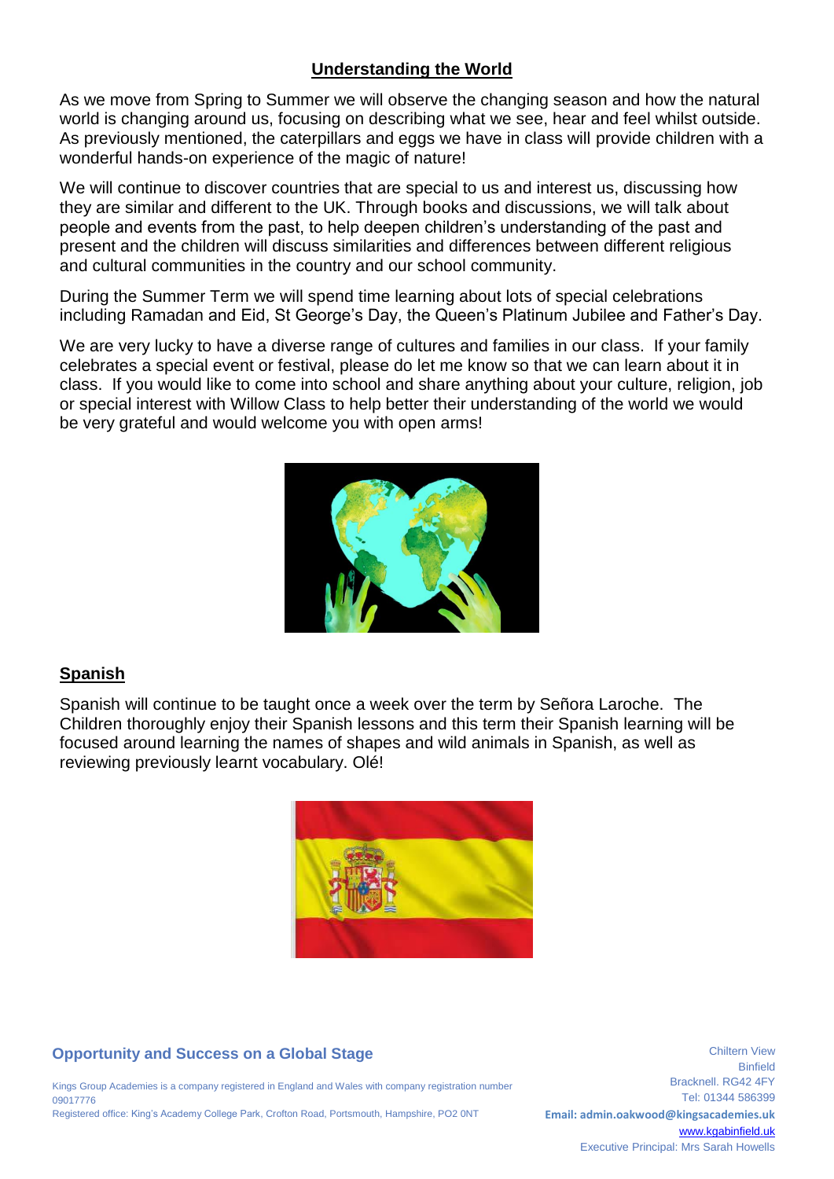## Understanding the World

As we move from Spring to Summer we will observe the changing season and how the natural world is changing around us, focusing on describing what we see, hear and feel whilst outside. As previously mentioned, the caterpillars and eggs we have in class will provide children with a wonderful hands-on experience of the magic of nature!

We will continue to discover countries that are special to us and interest us, discussing how they are similar and different to the UK. Through books and discussions, we will talk about people and events from the past, to help deepen children's understanding of the past and present and the children will discuss similarities and differences between different religious and cultural communities in the country and our school community.

During the Summer Term we will spend time learning about lots of special celebrations including Ramadan and Eid, St George's Day, the Queen's Platinum Jubilee and Father's Day.

We are very lucky to have a diverse range of cultures and families in our class. If your family celebrates a special event or festival, please do let me know so that we can learn about it in class. If you would like to come into school and share anything about your culture, religion, job or special interest with Willow Class to help better their understanding of the world we would be very grateful and would welcome you with open arms!

## Spanish

Spanish will continue to be taught once a week over the term by Señora Laroche. The Children thoroughly enjoy their Spanish lessons and this term their Spanish learning will be focused around learning the names of shapes and wild animals in Spanish, as well as reviewing previously learnt vocabulary. Olé!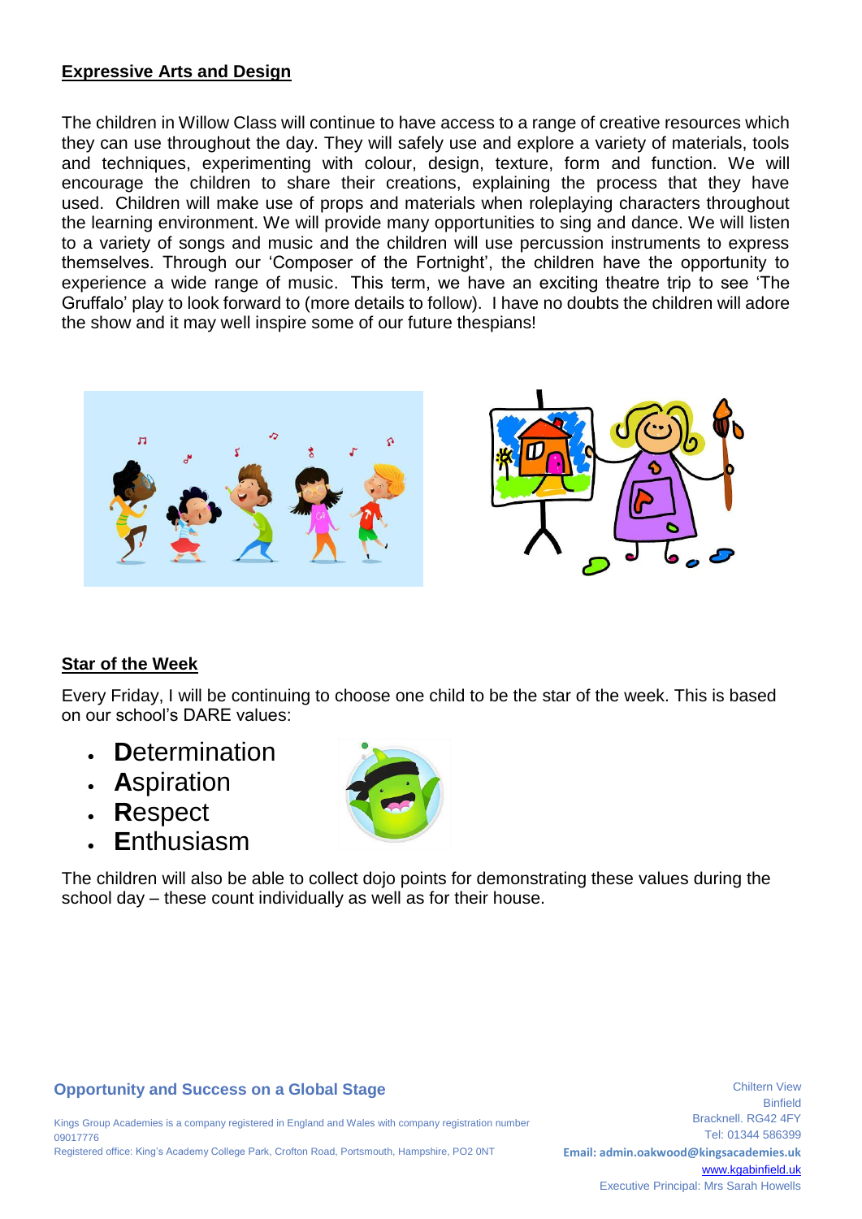## Expressive Arts and Design

The children in Willow Class will continue to have access to a range of creative resources which they can use throughout the day. They will safely use and explore a variety of materials, tools and techniques, experimenting with colour, design, texture, form and function. We will encourage the children to share their creations, explaining the process that they have used. Children will make use of props and materials when roleplaying characters throughout the learning environment. We will provide many opportunities to sing and dance. We will listen to a variety of songs and music and the children will use percussion instruments to express themselves. Through our 'Composer of the Fortnight', the children have the opportunity to experience a wide range of music. This term, we have an exciting theatre trip to see 'The Gruffalo' play to look forward to (more details to follow). I have no doubts the children will adore the show and it may well inspire some of our future thespians!

## Star of the Week

Every Friday, I will be continuing to choose one child to be the star of the week. This is based on our school's DARE values:

- **D**etermination
- **A**spiration
- **R**espect
- **E**nthusiasm

The children will also be able to collect dojo points for demonstrating these values during the school day – these count individually as well as for their house.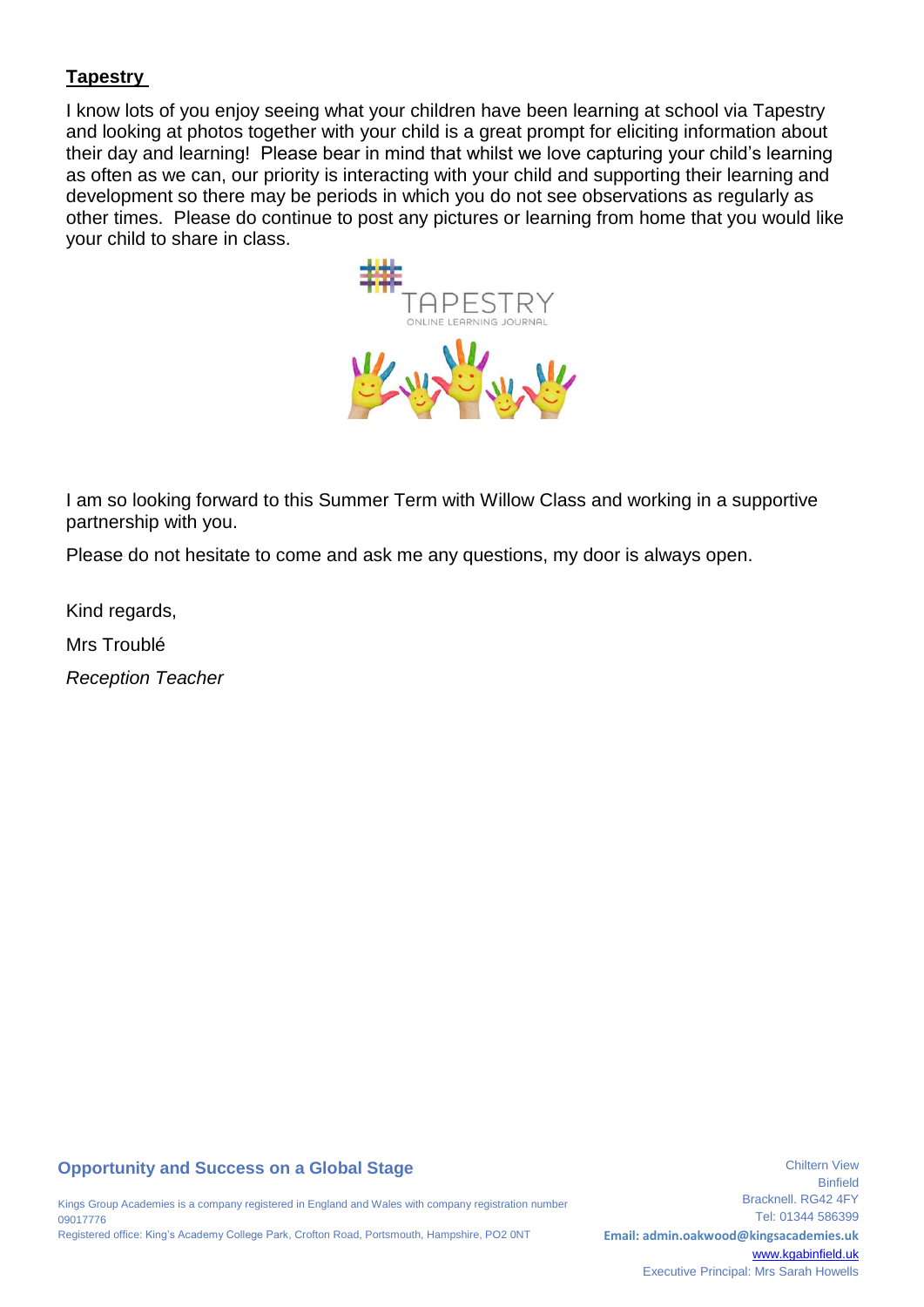**Tapestry**

I know lots of you enjoy seeing what your children have been learning at school via Tapestry and looking at photos together with your child is a great prompt for eliciting information about their day and learning! Please bear in mind that whilst we love capturing your child's learning as often as we can, our priority is interacting with your child and supporting their learning and development so there may be periods in which you do not see observations as regularly as other times. Please do continue to post any pictures or learning from home that you would like your child to share in class.

I am so looking forward to this Summer Term with Willow Class and working in a supportive partnership with you.

Please do not hesitate to come and ask me any questions, my door is always open.

Kind regards,

Mrs Troublé

*Reception Teacher*